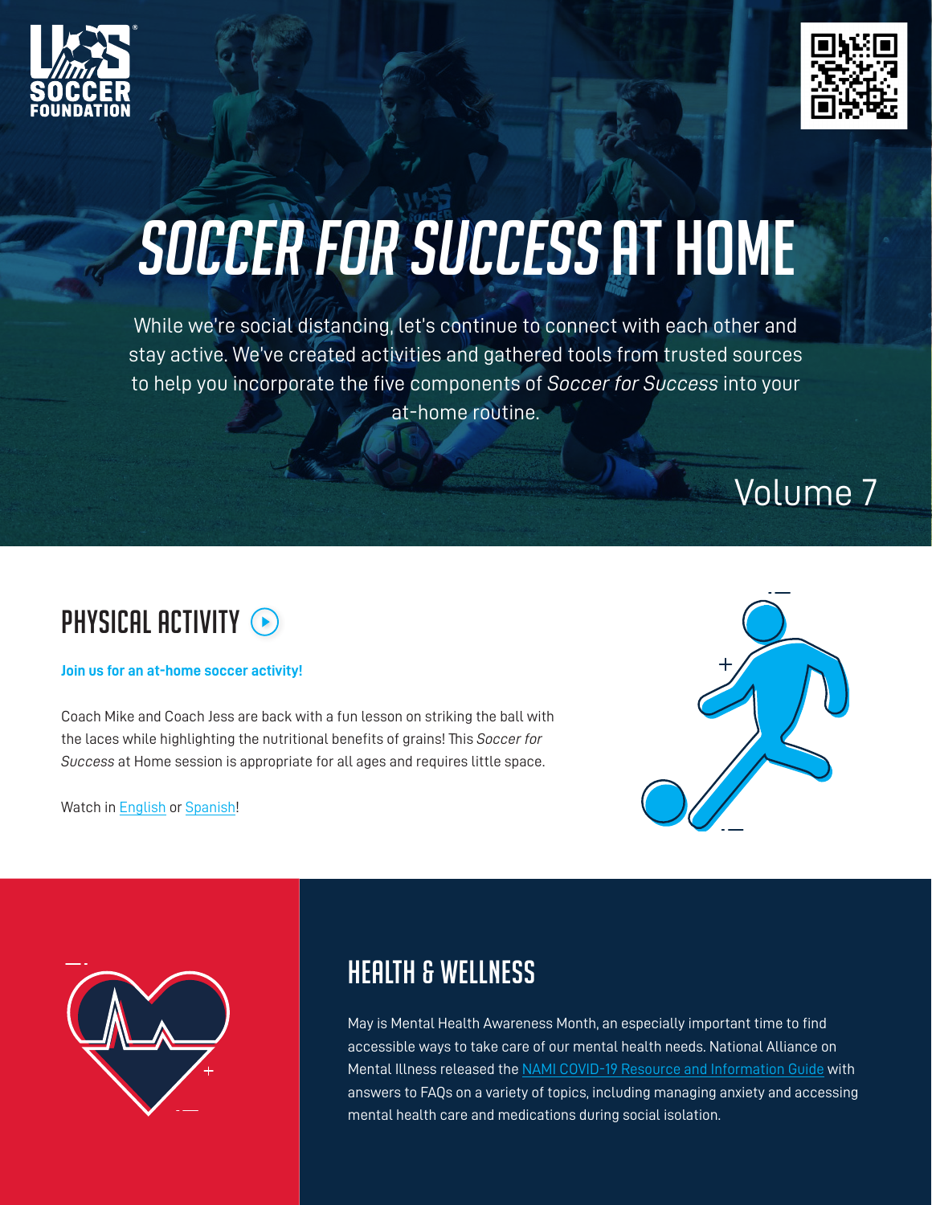# SOCCER FOR SUCCESS AT HOME

While we're social distancing, let's continue to connect with each other and stay active. We've created activities and gathered tools from trusted sources to help you incorporate the five components of *Soccer for Success* into your at-home routine.

Volume 7

## PHYSICAL ACTIVITY

**Join us for an at-home soccer activity!**

Coach Mike and Coach Jess are back with a fun lesson on striking the ball with the laces while highlighting the nutritional benefits of grains! This *Soccer for Success* at Home session is appropriate for all ages and requires little space.

Watch in English or Spanish!

## HEALTH & WELLNESS

May is Mental Health Awareness Month, an especially important time to find accessible ways to take care of our mental health needs. National Alliance on Mental Illness released the NAMI COVID-19 Resource and Information Guide with answers to FAQs on a variety of topics, including managing anxiety and accessing mental health care and medications during social isolation.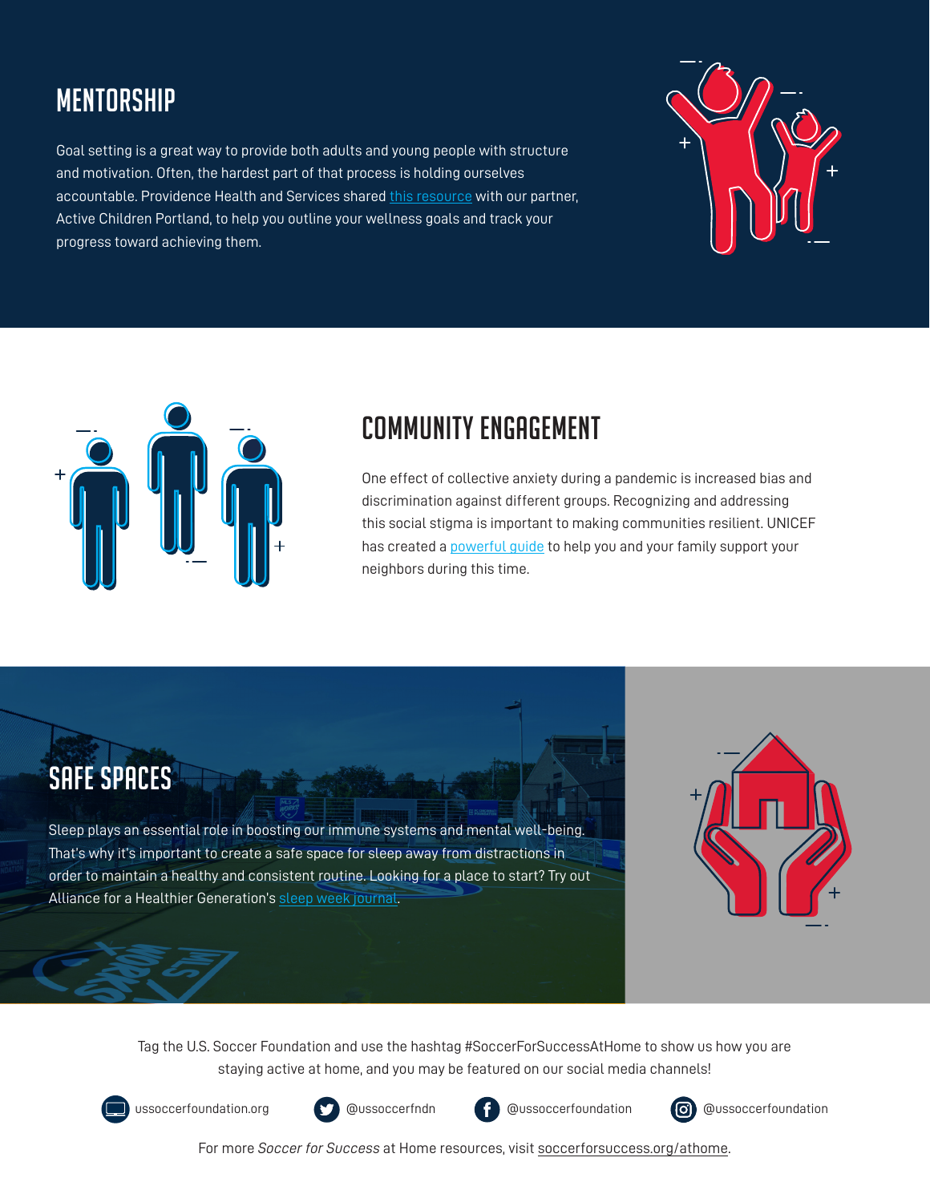## MENTORSHIP

Goal setting is a great way to provide both adults and young people with structure and motivation. Often, the hardest part of that process is holding ourselves accountable. Providence Health and Services shared this resource with our partner, Active Children Portland, to help you outline your wellness goals and track your progress toward achieving them.

## COMMUNITY ENGAGEMENT

One effect of collective anxiety during a pandemic is increased bias and discrimination against different groups. Recognizing and addressing this social stigma is important to making communities resilient. UNICEF has created a powerful guide to help you and your family support your neighbors during this time.

## SAFE SPACES

Sleep plays an essential role in boosting our immune systems and mental well-being. That's why it's important to create a safe space for sleep away from distractions in order to maintain a healthy and consistent routine. Looking for a place to start? Try out Alliance for a Healthier Generation's sleep week journal.

Tag the U.S. Soccer Foundation and use the hashtag #SoccerForSuccessAtHome to show us how you are staying active at home, and you may be featured on our social media channels!

ussoccerfoundation.org | @ussoccerfndn | @ussoccerfoundation | @ussoccerfoundation

For more *Soccer for Success* at Home resources, visit soccerforsuccess.org/athome.